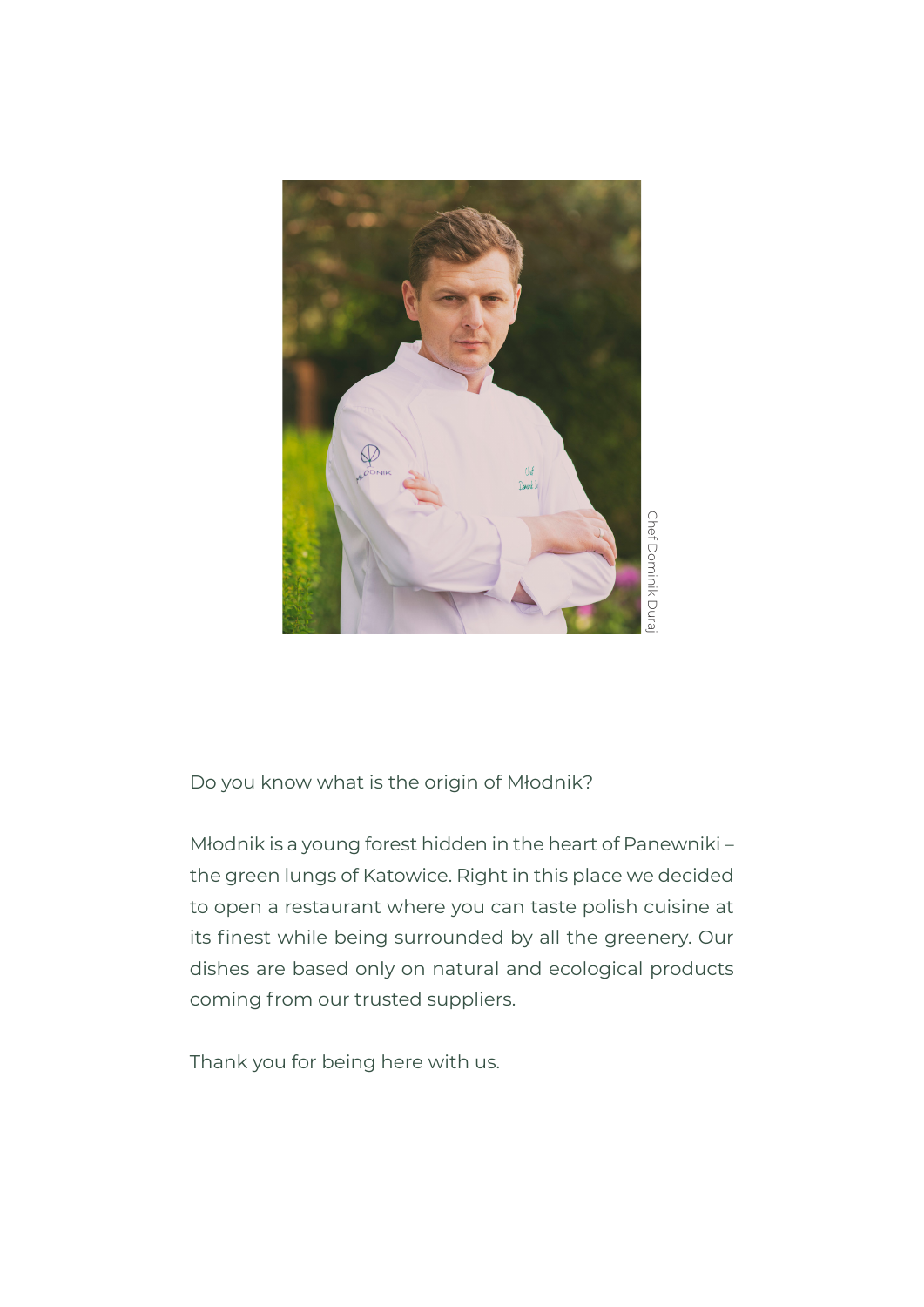Chef Dominik Duraj

Do you know what is the origin of Młodnik?

Młodnik is a young forest hidden in the heart of Panewniki – the green lungs of Katowice. Right in this place we decided to open a restaurant where you can taste polish cuisine at its finest while being surrounded by all the greenery. Our dishes are based only on natural and ecological products coming from our trusted suppliers.

Thank you for being here with us.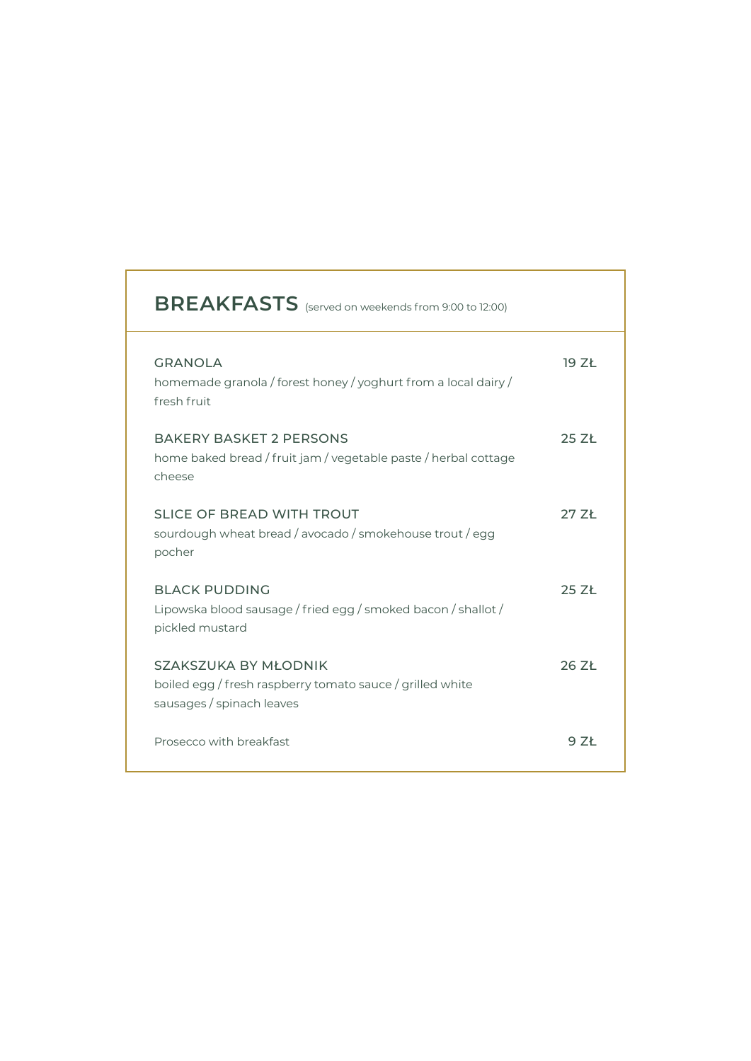## BREAKFASTS (served on weekends from 9:00 to 12:00)

**GRANOLA** — 19 ZŁ
homemade granola / forest honey / yoghurt from a local dairy / fresh fruit

**BAKERY BASKET 2 PERSONS** — 25 ZŁ
home baked bread / fruit jam / vegetable paste / herbal cottage cheese

**SLICE OF BREAD WITH TROUT** — 27 ZŁ
sourdough wheat bread / avocado / smokehouse trout / egg pocher

**BLACK PUDDING** — 25 ZŁ
Lipowska blood sausage / fried egg / smoked bacon / shallot / pickled mustard

**SZAKSZUKA BY MŁODNIK** — 26 ZŁ
boiled egg / fresh raspberry tomato sauce / grilled white sausages / spinach leaves

Prosecco with breakfast — 9 ZŁ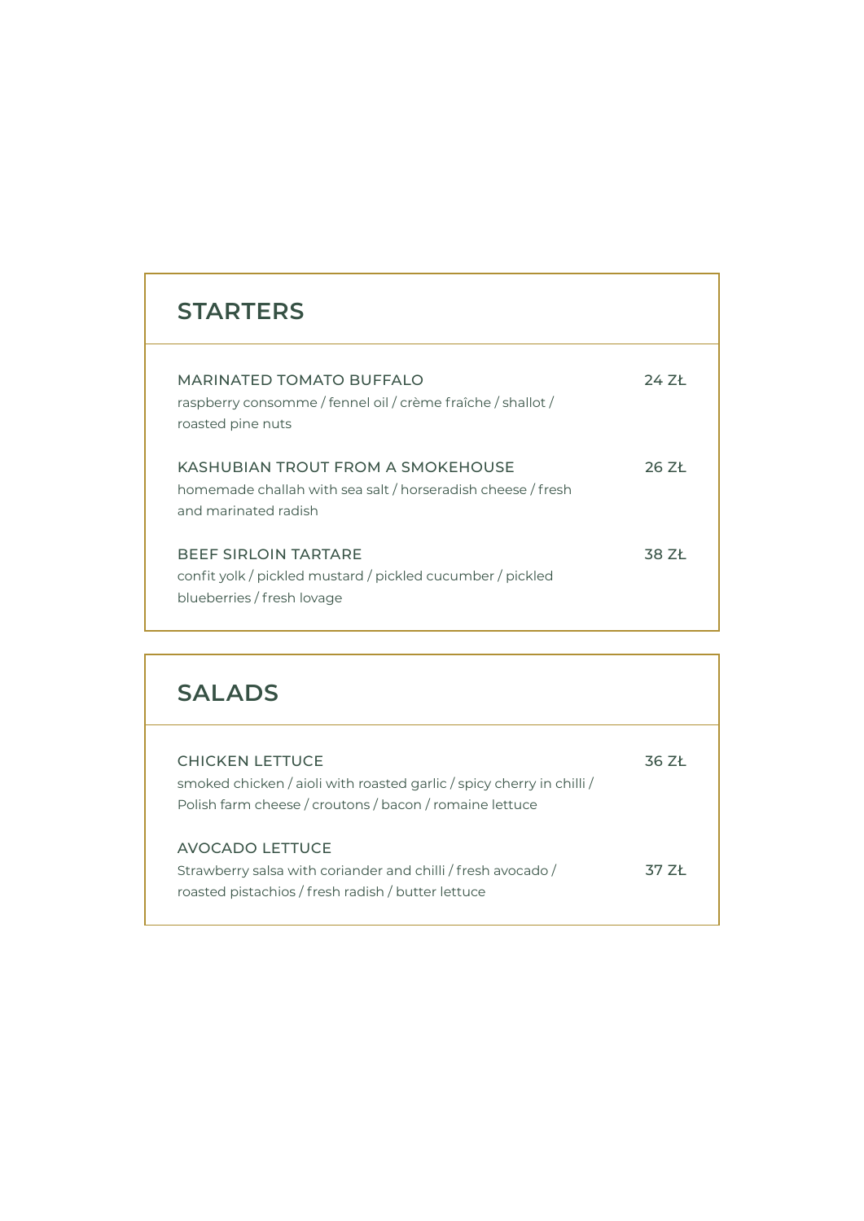## STARTERS

**MARINATED TOMATO BUFFALO** — 24 ZŁ
raspberry consomme / fennel oil / crème fraîche / shallot / roasted pine nuts

**KASHUBIAN TROUT FROM A SMOKEHOUSE** — 26 ZŁ
homemade challah with sea salt / horseradish cheese / fresh and marinated radish

**BEEF SIRLOIN TARTARE** — 38 ZŁ
confit yolk / pickled mustard / pickled cucumber / pickled blueberries / fresh lovage

## SALADS

**CHICKEN LETTUCE** — 36 ZŁ
smoked chicken / aioli with roasted garlic / spicy cherry in chilli / Polish farm cheese / croutons / bacon / romaine lettuce

**AVOCADO LETTUCE** — 37 ZŁ
Strawberry salsa with coriander and chilli / fresh avocado / roasted pistachios / fresh radish / butter lettuce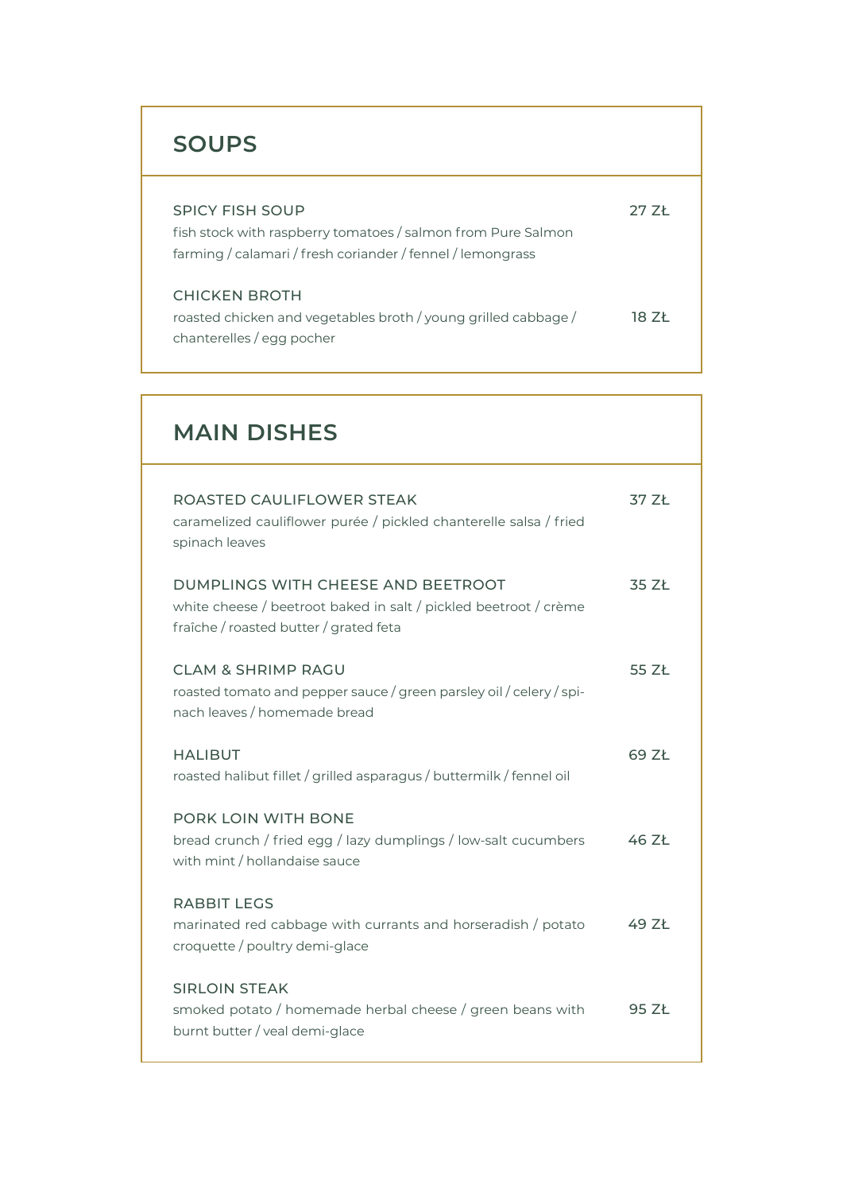## SOUPS

**SPICY FISH SOUP** — 27 ZŁ
fish stock with raspberry tomatoes / salmon from Pure Salmon farming / calamari / fresh coriander / fennel / lemongrass

**CHICKEN BROTH** — 18 ZŁ
roasted chicken and vegetables broth / young grilled cabbage / chanterelles / egg pocher

## MAIN DISHES

**ROASTED CAULIFLOWER STEAK** — 37 ZŁ
caramelized cauliflower purée / pickled chanterelle salsa / fried spinach leaves

**DUMPLINGS WITH CHEESE AND BEETROOT** — 35 ZŁ
white cheese / beetroot baked in salt / pickled beetroot / crème fraîche / roasted butter / grated feta

**CLAM & SHRIMP RAGU** — 55 ZŁ
roasted tomato and pepper sauce / green parsley oil / celery / spinach leaves / homemade bread

**HALIBUT** — 69 ZŁ
roasted halibut fillet / grilled asparagus / buttermilk / fennel oil

**PORK LOIN WITH BONE** — 46 ZŁ
bread crunch / fried egg / lazy dumplings / low-salt cucumbers with mint / hollandaise sauce

**RABBIT LEGS** — 49 ZŁ
marinated red cabbage with currants and horseradish / potato croquette / poultry demi-glace

**SIRLOIN STEAK** — 95 ZŁ
smoked potato / homemade herbal cheese / green beans with burnt butter / veal demi-glace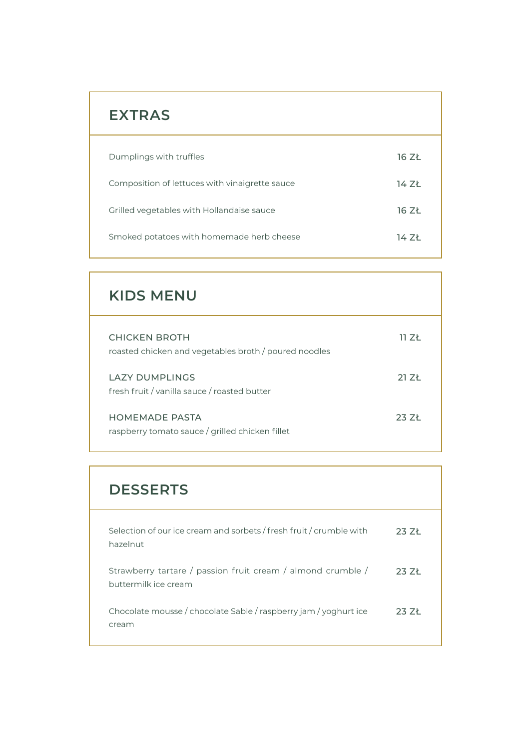## EXTRAS

| | |
|---|---|
| Dumplings with truffles | 16 ZŁ |
| Composition of lettuces with vinaigrette sauce | 14 ZŁ |
| Grilled vegetables with Hollandaise sauce | 16 ZŁ |
| Smoked potatoes with homemade herb cheese | 14 ZŁ |

## KIDS MENU

| | |
|---|---|
| CHICKEN BROTH<br>roasted chicken and vegetables broth / poured noodles | 11 ZŁ |
| LAZY DUMPLINGS<br>fresh fruit / vanilla sauce / roasted butter | 21 ZŁ |
| HOMEMADE PASTA<br>raspberry tomato sauce / grilled chicken fillet | 23 ZŁ |

## DESSERTS

| | |
|---|---|
| Selection of our ice cream and sorbets / fresh fruit / crumble with hazelnut | 23 ZŁ |
| Strawberry tartare / passion fruit cream / almond crumble / buttermilk ice cream | 23 ZŁ |
| Chocolate mousse / chocolate Sable / raspberry jam / yoghurt ice cream | 23 ZŁ |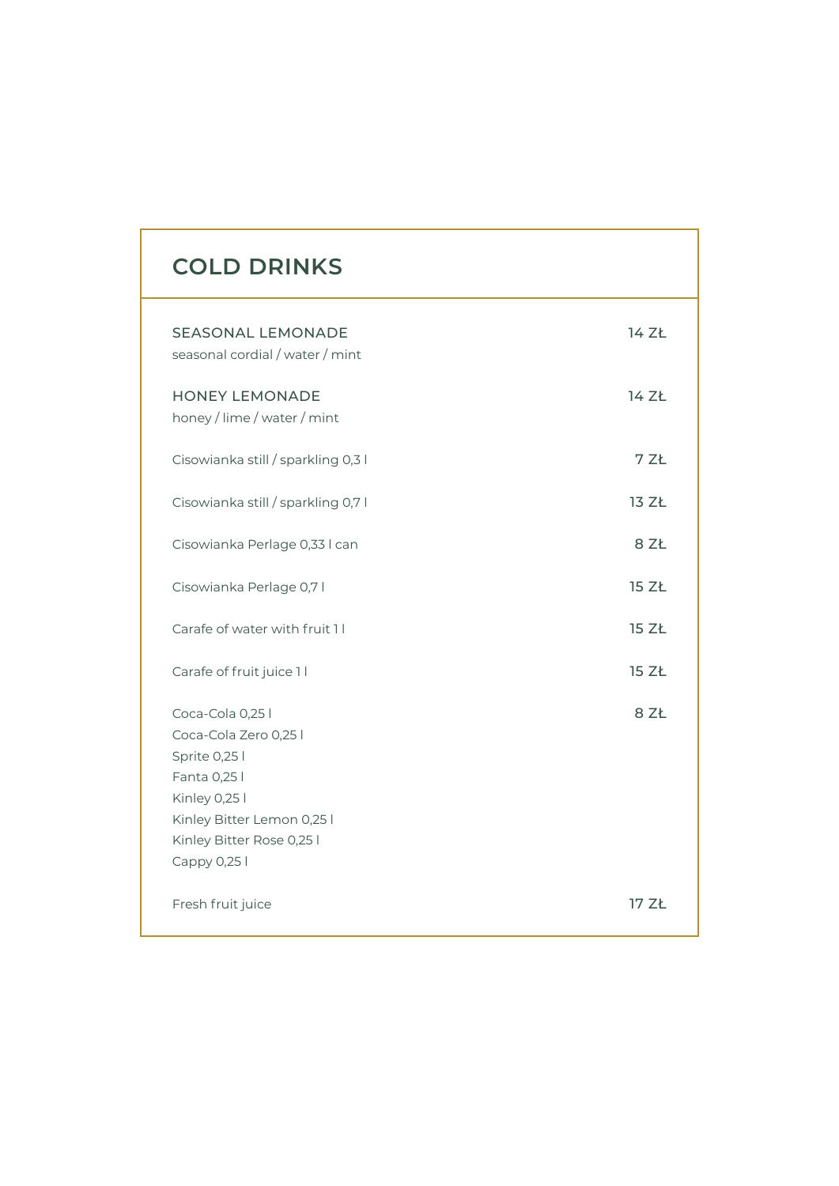## COLD DRINKS

**SEASONAL LEMONADE** — 14 ZŁ
seasonal cordial / water / mint

**HONEY LEMONADE** — 14 ZŁ
honey / lime / water / mint

Cisowianka still / sparkling 0,3 l — 7 ZŁ

Cisowianka still / sparkling 0,7 l — 13 ZŁ

Cisowianka Perlage 0,33 l can — 8 ZŁ

Cisowianka Perlage 0,7 l — 15 ZŁ

Carafe of water with fruit 1 l — 15 ZŁ

Carafe of fruit juice 1 l — 15 ZŁ

Coca-Cola 0,25 l — 8 ZŁ
Coca-Cola Zero 0,25 l
Sprite 0,25 l
Fanta 0,25 l
Kinley 0,25 l
Kinley Bitter Lemon 0,25 l
Kinley Bitter Rose 0,25 l
Cappy 0,25 l

Fresh fruit juice — 17 ZŁ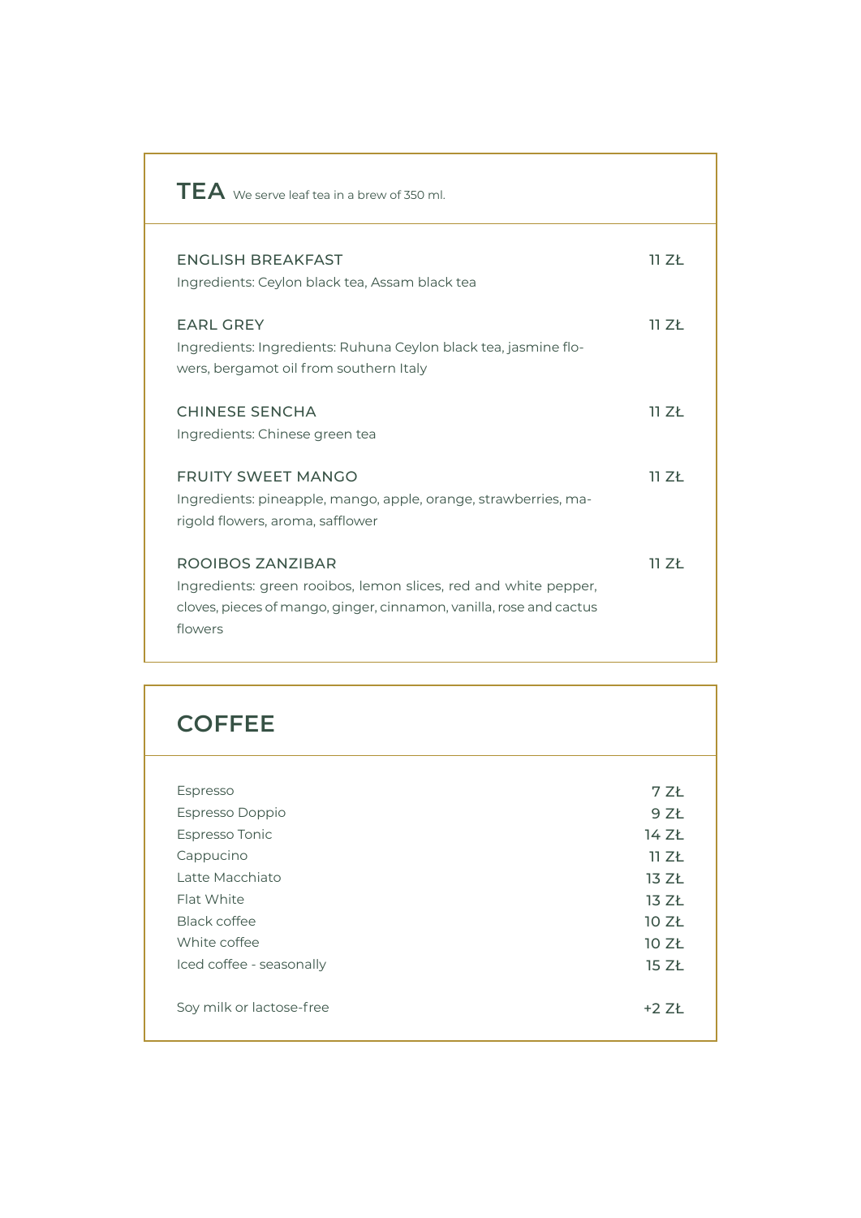## TEA

We serve leaf tea in a brew of 350 ml.

**ENGLISH BREAKFAST** — 11 ZŁ

Ingredients: Ceylon black tea, Assam black tea

**EARL GREY** — 11 ZŁ

Ingredients: Ingredients: Ruhuna Ceylon black tea, jasmine flowers, bergamot oil from southern Italy

**CHINESE SENCHA** — 11 ZŁ

Ingredients: Chinese green tea

**FRUITY SWEET MANGO** — 11 ZŁ

Ingredients: pineapple, mango, apple, orange, strawberries, marigold flowers, aroma, safflower

**ROOIBOS ZANZIBAR** — 11 ZŁ

Ingredients: green rooibos, lemon slices, red and white pepper, cloves, pieces of mango, ginger, cinnamon, vanilla, rose and cactus flowers

## COFFEE

| | |
|---|---|
| Espresso | 7 ZŁ |
| Espresso Doppio | 9 ZŁ |
| Espresso Tonic | 14 ZŁ |
| Cappucino | 11 ZŁ |
| Latte Macchiato | 13 ZŁ |
| Flat White | 13 ZŁ |
| Black coffee | 10 ZŁ |
| White coffee | 10 ZŁ |
| Iced coffee - seasonally | 15 ZŁ |
| Soy milk or lactose-free | +2 ZŁ |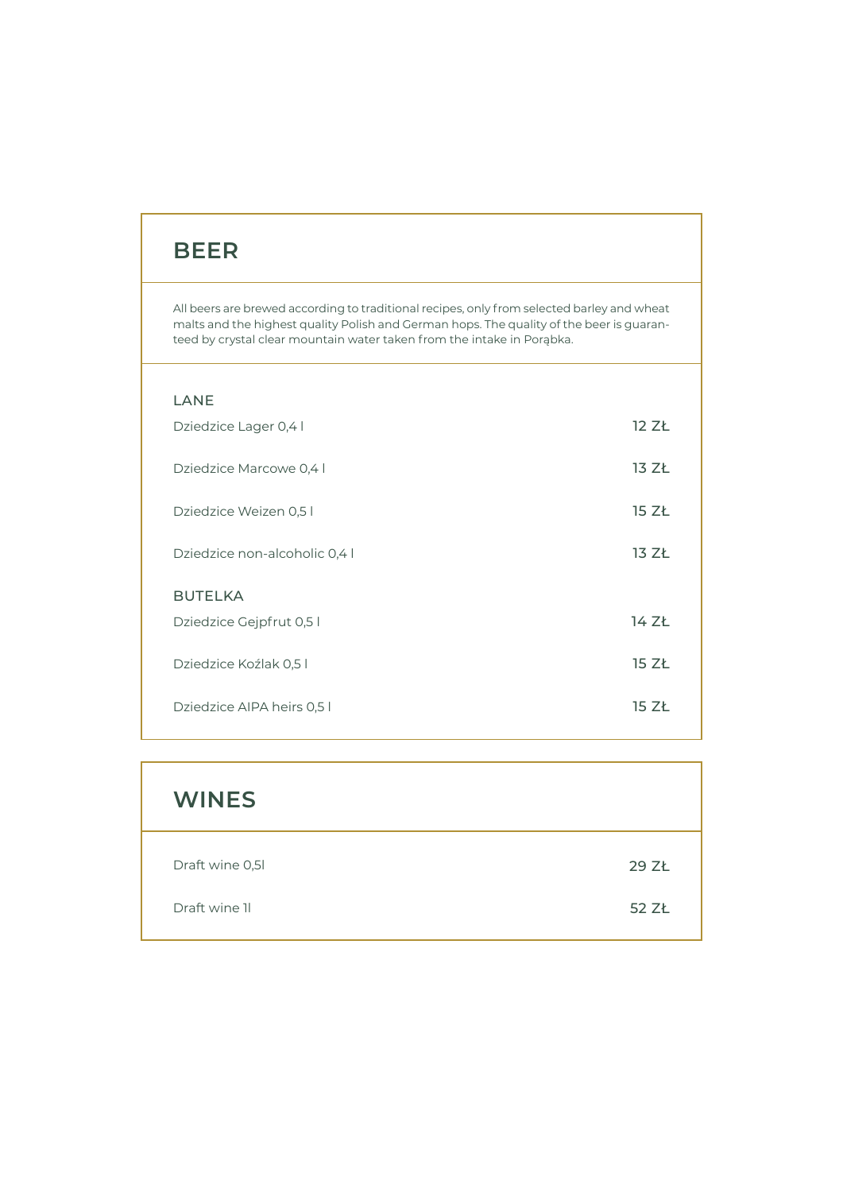## BEER

All beers are brewed according to traditional recipes, only from selected barley and wheat malts and the highest quality Polish and German hops. The quality of the beer is guaranteed by crystal clear mountain water taken from the intake in Porąbka.

### LANE

| | |
|---|---|
| Dziedzice Lager 0,4 l | 12 ZŁ |
| Dziedzice Marcowe 0,4 l | 13 ZŁ |
| Dziedzice Weizen 0,5 l | 15 ZŁ |
| Dziedzice non-alcoholic 0,4 l | 13 ZŁ |

### BUTELKA

| | |
|---|---|
| Dziedzice Gejpfrut 0,5 l | 14 ZŁ |
| Dziedzice Koźlak 0,5 l | 15 ZŁ |
| Dziedzice AIPA heirs 0,5 l | 15 ZŁ |

## WINES

| | |
|---|---|
| Draft wine 0,5l | 29 ZŁ |
| Draft wine 1l | 52 ZŁ |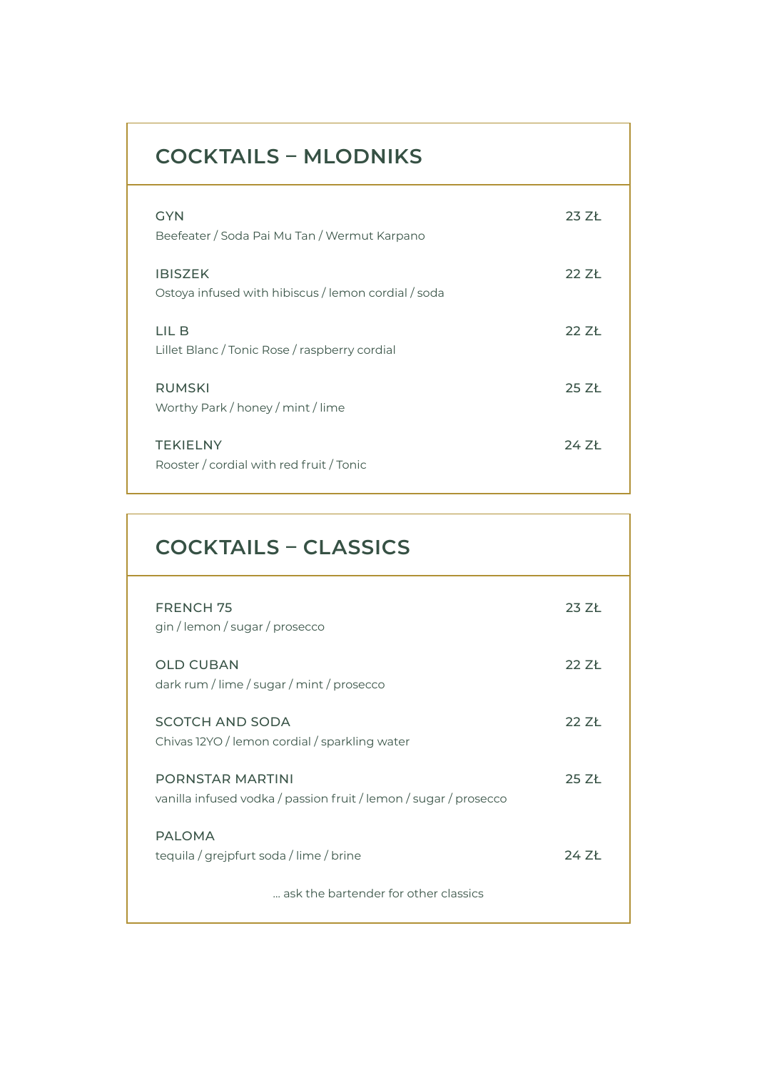## COCKTAILS – MLODNIKS

**GYN** — 23 ZŁ
Beefeater / Soda Pai Mu Tan / Wermut Karpano

**IBISZEK** — 22 ZŁ
Ostoya infused with hibiscus / lemon cordial / soda

**LIL B** — 22 ZŁ
Lillet Blanc / Tonic Rose / raspberry cordial

**RUMSKI** — 25 ZŁ
Worthy Park / honey / mint / lime

**TEKIELNY** — 24 ZŁ
Rooster / cordial with red fruit / Tonic

## COCKTAILS – CLASSICS

**FRENCH 75** — 23 ZŁ
gin / lemon / sugar / prosecco

**OLD CUBAN** — 22 ZŁ
dark rum / lime / sugar / mint / prosecco

**SCOTCH AND SODA** — 22 ZŁ
Chivas 12YO / lemon cordial / sparkling water

**PORNSTAR MARTINI** — 25 ZŁ
vanilla infused vodka / passion fruit / lemon / sugar / prosecco

**PALOMA** — 24 ZŁ
tequila / grejpfurt soda / lime / brine

... ask the bartender for other classics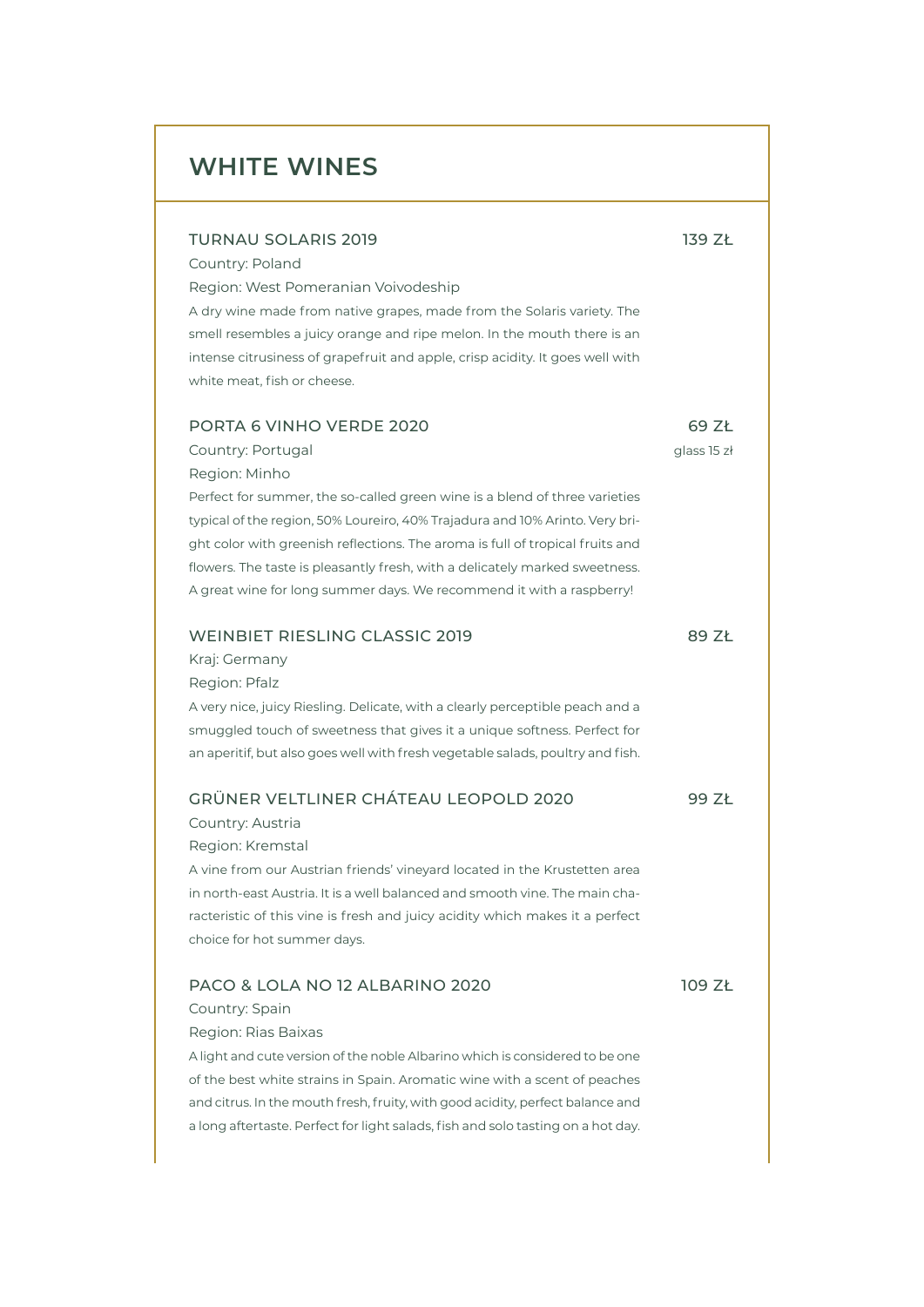# WHITE WINES

### TURNAU SOLARIS 2019

139 ZŁ

Country: Poland

Region: West Pomeranian Voivodeship

A dry wine made from native grapes, made from the Solaris variety. The smell resembles a juicy orange and ripe melon. In the mouth there is an intense citrusiness of grapefruit and apple, crisp acidity. It goes well with white meat, fish or cheese.

### PORTA 6 VINHO VERDE 2020

69 ZŁ

glass 15 zł

Country: Portugal

Region: Minho

Perfect for summer, the so-called green wine is a blend of three varieties typical of the region, 50% Loureiro, 40% Trajadura and 10% Arinto. Very bright color with greenish reflections. The aroma is full of tropical fruits and flowers. The taste is pleasantly fresh, with a delicately marked sweetness. A great wine for long summer days. We recommend it with a raspberry!

### WEINBIET RIESLING CLASSIC 2019

89 ZŁ

Kraj: Germany

Region: Pfalz

A very nice, juicy Riesling. Delicate, with a clearly perceptible peach and a smuggled touch of sweetness that gives it a unique softness. Perfect for an aperitif, but also goes well with fresh vegetable salads, poultry and fish.

### GRÜNER VELTLINER CHÁTEAU LEOPOLD 2020

99 ZŁ

Country: Austria

Region: Kremstal

A vine from our Austrian friends' vineyard located in the Krustetten area in north-east Austria. It is a well balanced and smooth vine. The main characteristic of this vine is fresh and juicy acidity which makes it a perfect choice for hot summer days.

### PACO & LOLA NO 12 ALBARINO 2020

109 ZŁ

Country: Spain

Region: Rias Baixas

A light and cute version of the noble Albarino which is considered to be one of the best white strains in Spain. Aromatic wine with a scent of peaches and citrus. In the mouth fresh, fruity, with good acidity, perfect balance and a long aftertaste. Perfect for light salads, fish and solo tasting on a hot day.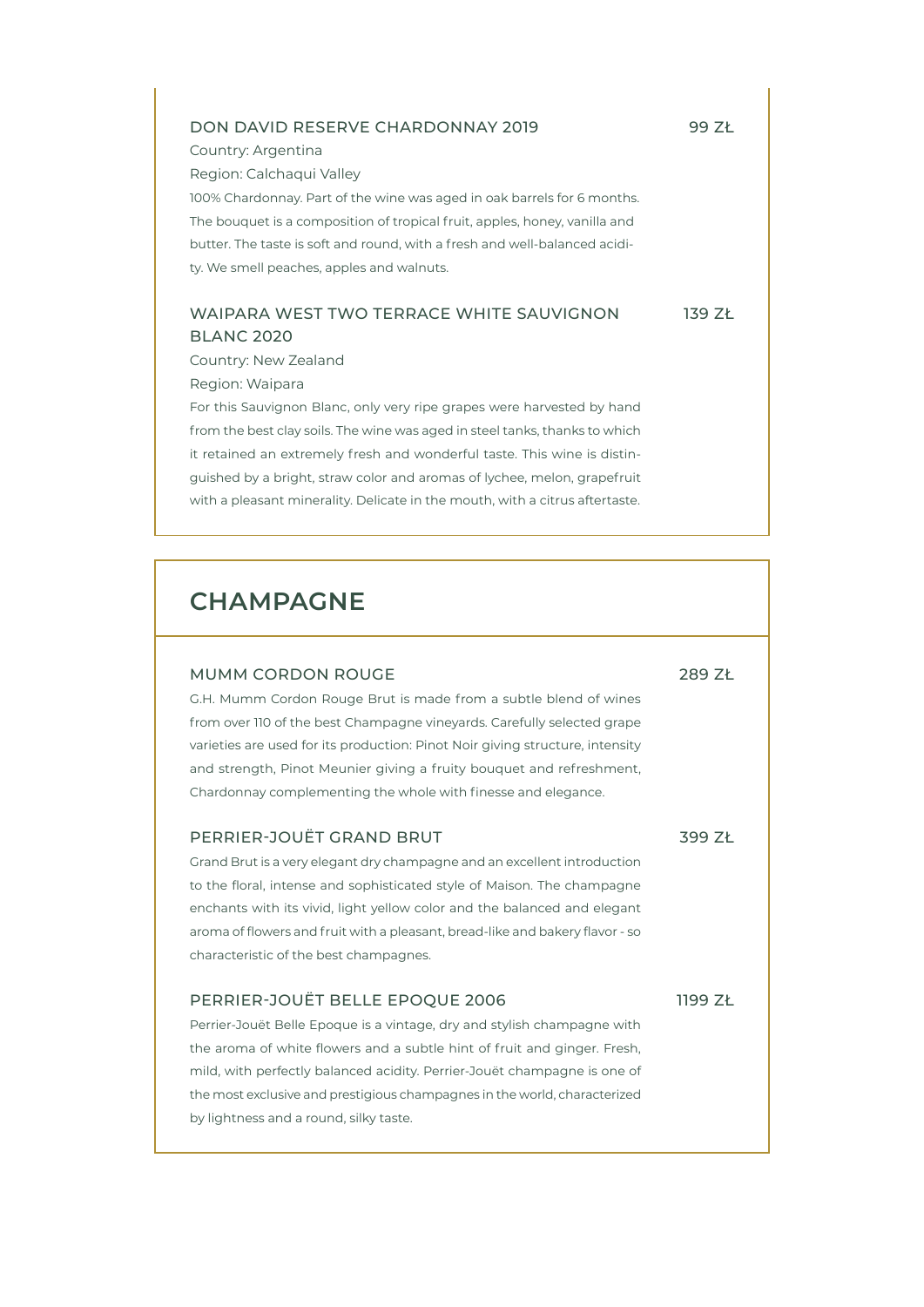### DON DAVID RESERVE CHARDONNAY 2019 — 99 ZŁ

Country: Argentina

Region: Calchaqui Valley

100% Chardonnay. Part of the wine was aged in oak barrels for 6 months. The bouquet is a composition of tropical fruit, apples, honey, vanilla and butter. The taste is soft and round, with a fresh and well-balanced acidity. We smell peaches, apples and walnuts.

### WAIPARA WEST TWO TERRACE WHITE SAUVIGNON BLANC 2020 — 139 ZŁ

Country: New Zealand

Region: Waipara

For this Sauvignon Blanc, only very ripe grapes were harvested by hand from the best clay soils. The wine was aged in steel tanks, thanks to which it retained an extremely fresh and wonderful taste. This wine is distinguished by a bright, straw color and aromas of lychee, melon, grapefruit with a pleasant minerality. Delicate in the mouth, with a citrus aftertaste.

## CHAMPAGNE

### MUMM CORDON ROUGE — 289 ZŁ

G.H. Mumm Cordon Rouge Brut is made from a subtle blend of wines from over 110 of the best Champagne vineyards. Carefully selected grape varieties are used for its production: Pinot Noir giving structure, intensity and strength, Pinot Meunier giving a fruity bouquet and refreshment, Chardonnay complementing the whole with finesse and elegance.

### PERRIER-JOUËT GRAND BRUT — 399 ZŁ

Grand Brut is a very elegant dry champagne and an excellent introduction to the floral, intense and sophisticated style of Maison. The champagne enchants with its vivid, light yellow color and the balanced and elegant aroma of flowers and fruit with a pleasant, bread-like and bakery flavor - so characteristic of the best champagnes.

### PERRIER-JOUËT BELLE EPOQUE 2006 — 1199 ZŁ

Perrier-Jouët Belle Epoque is a vintage, dry and stylish champagne with the aroma of white flowers and a subtle hint of fruit and ginger. Fresh, mild, with perfectly balanced acidity. Perrier-Jouët champagne is one of the most exclusive and prestigious champagnes in the world, characterized by lightness and a round, silky taste.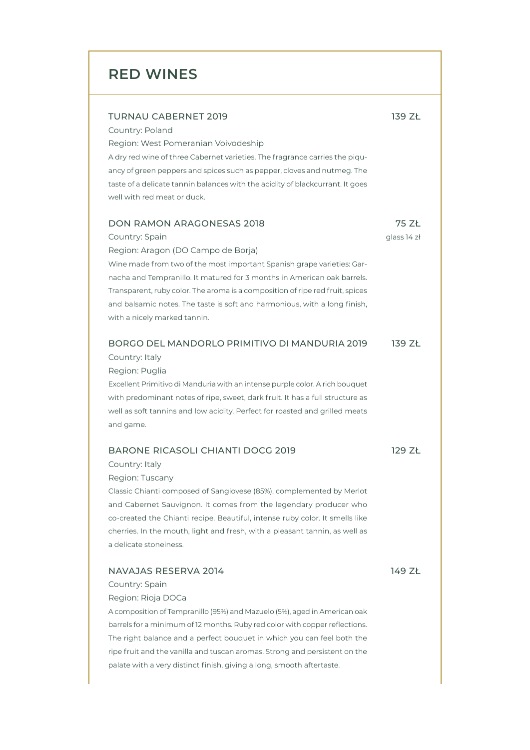## RED WINES

### TURNAU CABERNET 2019 — 139 ZŁ

Country: Poland

Region: West Pomeranian Voivodeship

A dry red wine of three Cabernet varieties. The fragrance carries the piquancy of green peppers and spices such as pepper, cloves and nutmeg. The taste of a delicate tannin balances with the acidity of blackcurrant. It goes well with red meat or duck.

### DON RAMON ARAGONESAS 2018 — 75 ZŁ

glass 14 zł

Country: Spain

Region: Aragon (DO Campo de Borja)

Wine made from two of the most important Spanish grape varieties: Garnacha and Tempranillo. It matured for 3 months in American oak barrels. Transparent, ruby color. The aroma is a composition of ripe red fruit, spices and balsamic notes. The taste is soft and harmonious, with a long finish, with a nicely marked tannin.

### BORGO DEL MANDORLO PRIMITIVO DI MANDURIA 2019 — 139 ZŁ

Country: Italy

Region: Puglia

Excellent Primitivo di Manduria with an intense purple color. A rich bouquet with predominant notes of ripe, sweet, dark fruit. It has a full structure as well as soft tannins and low acidity. Perfect for roasted and grilled meats and game.

### BARONE RICASOLI CHIANTI DOCG 2019 — 129 ZŁ

Country: Italy

Region: Tuscany

Classic Chianti composed of Sangiovese (85%), complemented by Merlot and Cabernet Sauvignon. It comes from the legendary producer who co-created the Chianti recipe. Beautiful, intense ruby color. It smells like cherries. In the mouth, light and fresh, with a pleasant tannin, as well as a delicate stoneiness.

### NAVAJAS RESERVA 2014 — 149 ZŁ

Country: Spain

Region: Rioja DOCa

A composition of Tempranillo (95%) and Mazuelo (5%), aged in American oak barrels for a minimum of 12 months. Ruby red color with copper reflections. The right balance and a perfect bouquet in which you can feel both the ripe fruit and the vanilla and tuscan aromas. Strong and persistent on the palate with a very distinct finish, giving a long, smooth aftertaste.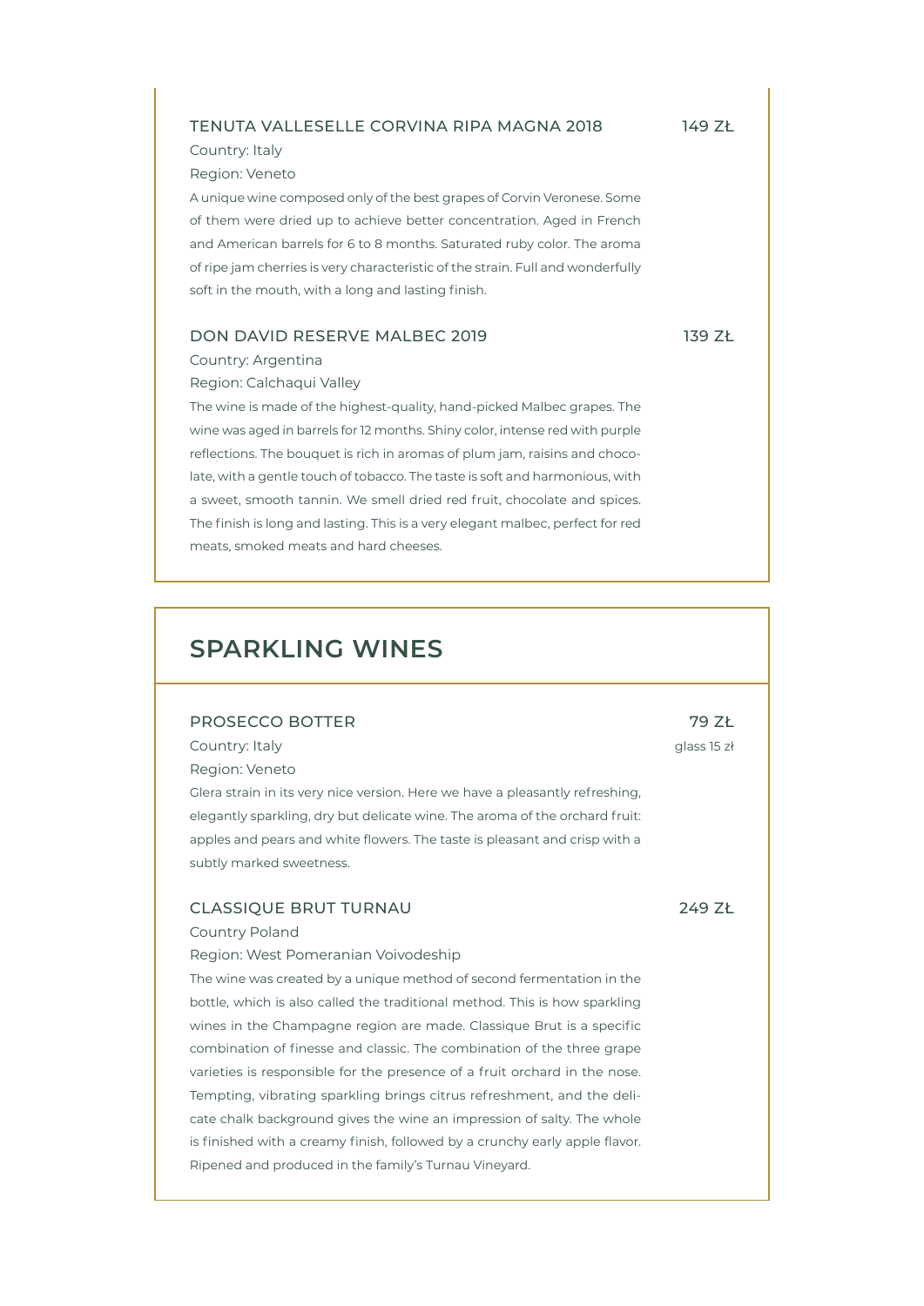### TENUTA VALLESELLE CORVINA RIPA MAGNA 2018 — 149 ZŁ

Country: Italy

Region: Veneto

A unique wine composed only of the best grapes of Corvin Veronese. Some of them were dried up to achieve better concentration. Aged in French and American barrels for 6 to 8 months. Saturated ruby color. The aroma of ripe jam cherries is very characteristic of the strain. Full and wonderfully soft in the mouth, with a long and lasting finish.

### DON DAVID RESERVE MALBEC 2019 — 139 ZŁ

Country: Argentina

Region: Calchaqui Valley

The wine is made of the highest-quality, hand-picked Malbec grapes. The wine was aged in barrels for 12 months. Shiny color, intense red with purple reflections. The bouquet is rich in aromas of plum jam, raisins and chocolate, with a gentle touch of tobacco. The taste is soft and harmonious, with a sweet, smooth tannin. We smell dried red fruit, chocolate and spices. The finish is long and lasting. This is a very elegant malbec, perfect for red meats, smoked meats and hard cheeses.

## SPARKLING WINES

### PROSECCO BOTTER — 79 ZŁ

glass 15 zł

Country: Italy

Region: Veneto

Glera strain in its very nice version. Here we have a pleasantly refreshing, elegantly sparkling, dry but delicate wine. The aroma of the orchard fruit: apples and pears and white flowers. The taste is pleasant and crisp with a subtly marked sweetness.

### CLASSIQUE BRUT TURNAU — 249 ZŁ

Country Poland

Region: West Pomeranian Voivodeship

The wine was created by a unique method of second fermentation in the bottle, which is also called the traditional method. This is how sparkling wines in the Champagne region are made. Classique Brut is a specific combination of finesse and classic. The combination of the three grape varieties is responsible for the presence of a fruit orchard in the nose. Tempting, vibrating sparkling brings citrus refreshment, and the delicate chalk background gives the wine an impression of salty. The whole is finished with a creamy finish, followed by a crunchy early apple flavor. Ripened and produced in the family's Turnau Vineyard.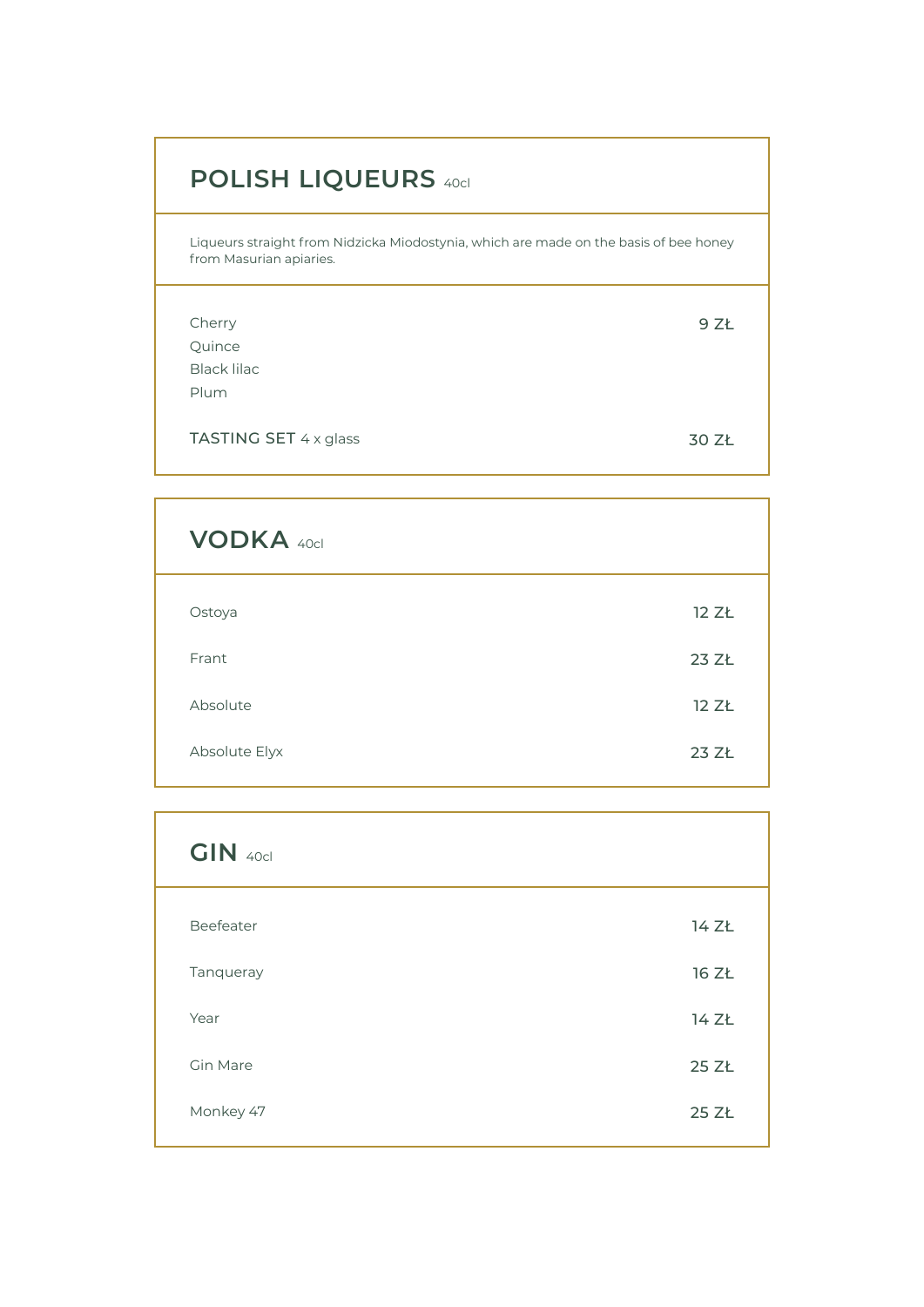## POLISH LIQUEURS 40cl

Liqueurs straight from Nidzicka Miodostynia, which are made on the basis of bee honey from Masurian apiaries.

| | |
|---|---|
| Cherry<br>Quince<br>Black lilac<br>Plum | 9 ZŁ |
| TASTING SET 4 x glass | 30 ZŁ |

## VODKA 40cl

| | |
|---|---|
| Ostoya | 12 ZŁ |
| Frant | 23 ZŁ |
| Absolute | 12 ZŁ |
| Absolute Elyx | 23 ZŁ |

## GIN 40cl

| | |
|---|---|
| Beefeater | 14 ZŁ |
| Tanqueray | 16 ZŁ |
| Year | 14 ZŁ |
| Gin Mare | 25 ZŁ |
| Monkey 47 | 25 ZŁ |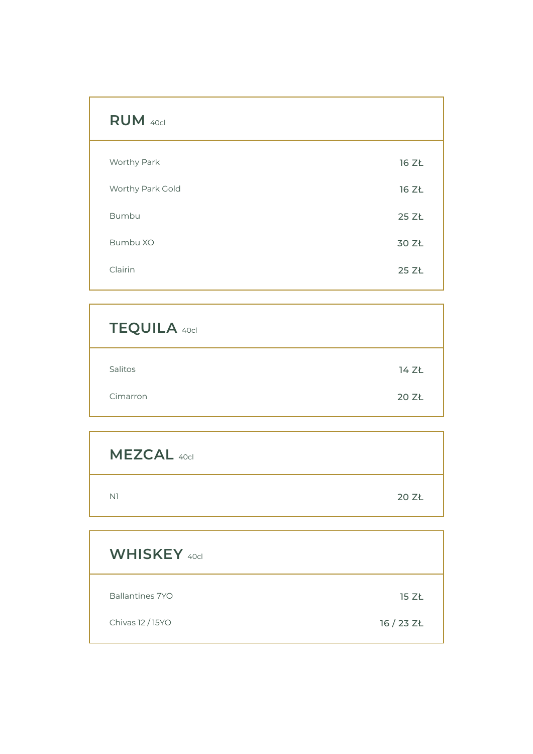## RUM 40cl

| | |
|---|---|
| Worthy Park | 16 ZŁ |
| Worthy Park Gold | 16 ZŁ |
| Bumbu | 25 ZŁ |
| Bumbu XO | 30 ZŁ |
| Clairin | 25 ZŁ |

## TEQUILA 40cl

| | |
|---|---|
| Salitos | 14 ZŁ |
| Cimarron | 20 ZŁ |

## MEZCAL 40cl

| | |
|---|---|
| N1 | 20 ZŁ |

## WHISKEY 40cl

| | |
|---|---|
| Ballantines 7YO | 15 ZŁ |
| Chivas 12 / 15YO | 16 / 23 ZŁ |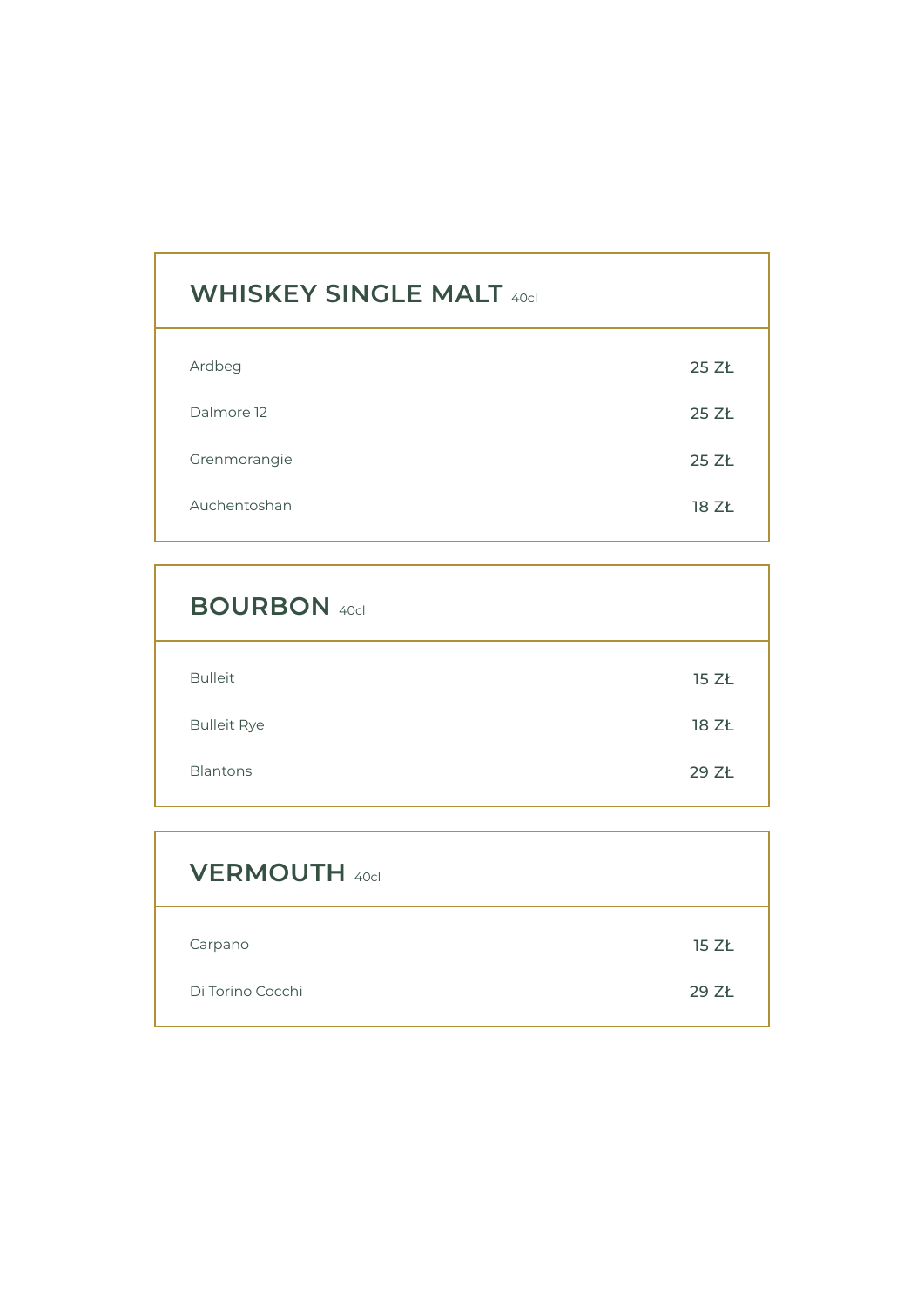## WHISKEY SINGLE MALT 40cl

| | |
|---|---|
| Ardbeg | 25 ZŁ |
| Dalmore 12 | 25 ZŁ |
| Grenmorangie | 25 ZŁ |
| Auchentoshan | 18 ZŁ |

## BOURBON 40cl

| | |
|---|---|
| Bulleit | 15 ZŁ |
| Bulleit Rye | 18 ZŁ |
| Blantons | 29 ZŁ |

## VERMOUTH 40cl

| | |
|---|---|
| Carpano | 15 ZŁ |
| Di Torino Cocchi | 29 ZŁ |